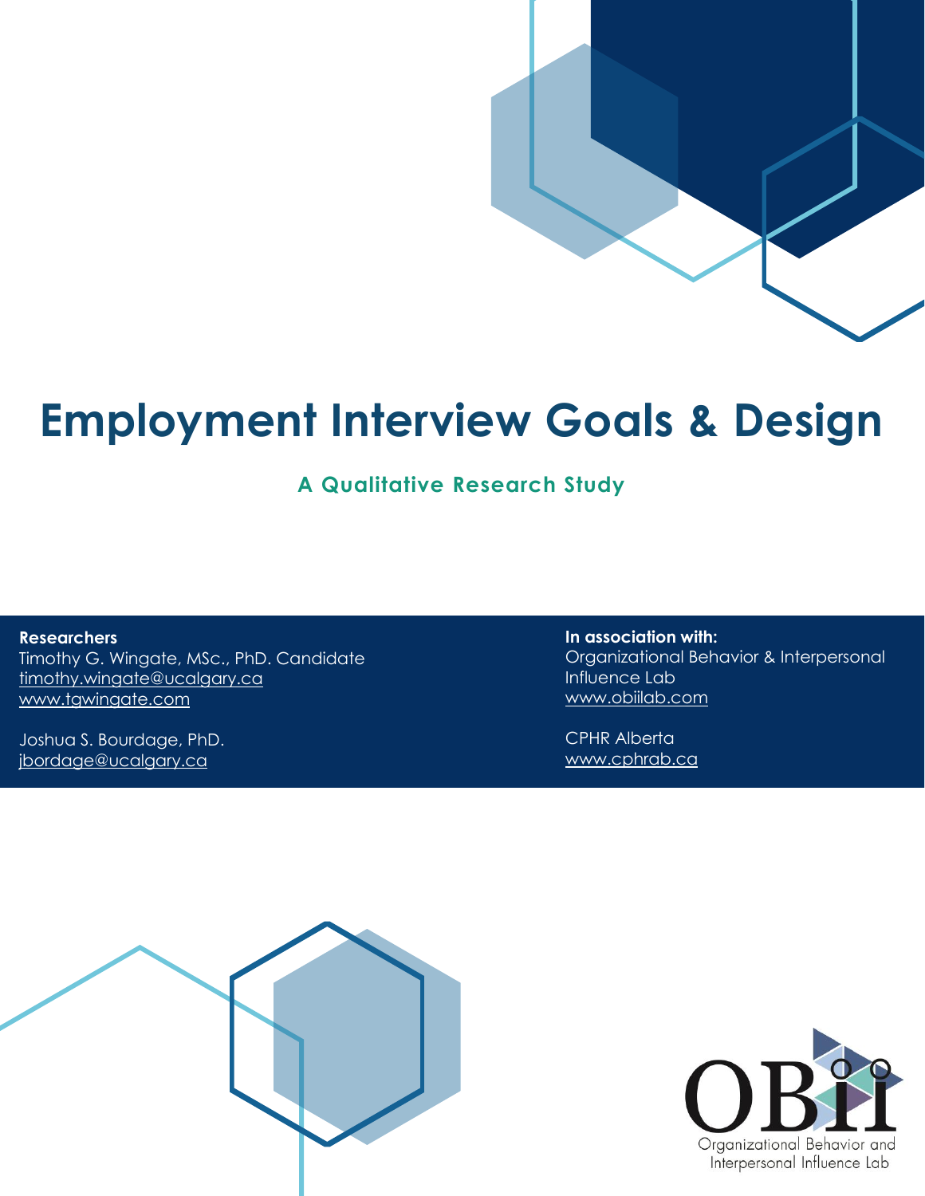# Employment Interview Goals & Design

**A Qualitative Research Study**

**Researchers**
Timothy G. Wingate, MSc., PhD. Candidate
timothy.wingate@ucalgary.ca
www.tgwingate.com

Joshua S. Bourdage, PhD.
jbordage@ucalgary.ca

**In association with:**
Organizational Behavior & Interpersonal Influence Lab
www.obiilab.com

CPHR Alberta
www.cphrab.ca

OBii
Organizational Behavior and Interpersonal Influence Lab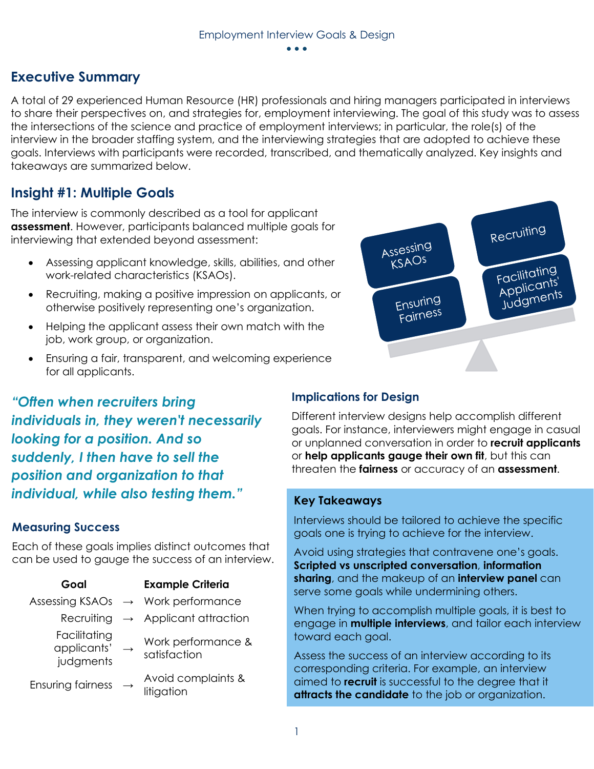## Executive Summary

A total of 29 experienced Human Resource (HR) professionals and hiring managers participated in interviews to share their perspectives on, and strategies for, employment interviewing. The goal of this study was to assess the intersections of the science and practice of employment interviews; in particular, the role(s) of the interview in the broader staffing system, and the interviewing strategies that are adopted to achieve these goals. Interviews with participants were recorded, transcribed, and thematically analyzed. Key insights and takeaways are summarized below.

## Insight #1: Multiple Goals

The interview is commonly described as a tool for applicant **assessment**. However, participants balanced multiple goals for interviewing that extended beyond assessment:

- Assessing applicant knowledge, skills, abilities, and other work-related characteristics (KSAOs).
- Recruiting, making a positive impression on applicants, or otherwise positively representing one's organization.
- Helping the applicant assess their own match with the job, work group, or organization.
- Ensuring a fair, transparent, and welcoming experience for all applicants.

Assessing KSAOs | Recruiting | Ensuring Fairness | Facilitating Applicants' Judgments

***"Often when recruiters bring individuals in, they weren't necessarily looking for a position. And so suddenly, I then have to sell the position and organization to that individual, while also testing them."***

### Measuring Success

Each of these goals implies distinct outcomes that can be used to gauge the success of an interview.

| Goal | | Example Criteria |
|---|---|---|
| Assessing KSAOs | → | Work performance |
| Recruiting | → | Applicant attraction |
| Facilitating applicants' judgments | → | Work performance & satisfaction |
| Ensuring fairness | → | Avoid complaints & litigation |

### Implications for Design

Different interview designs help accomplish different goals. For instance, interviewers might engage in casual or unplanned conversation in order to **recruit applicants** or **help applicants gauge their own fit**, but this can threaten the **fairness** or accuracy of an **assessment**.

### Key Takeaways

Interviews should be tailored to achieve the specific goals one is trying to achieve for the interview.

Avoid using strategies that contravene one's goals. **Scripted vs unscripted conversation**, **information sharing**, and the makeup of an **interview panel** can serve some goals while undermining others.

When trying to accomplish multiple goals, it is best to engage in **multiple interviews**, and tailor each interview toward each goal.

Assess the success of an interview according to its corresponding criteria. For example, an interview aimed to **recruit** is successful to the degree that it **attracts the candidate** to the job or organization.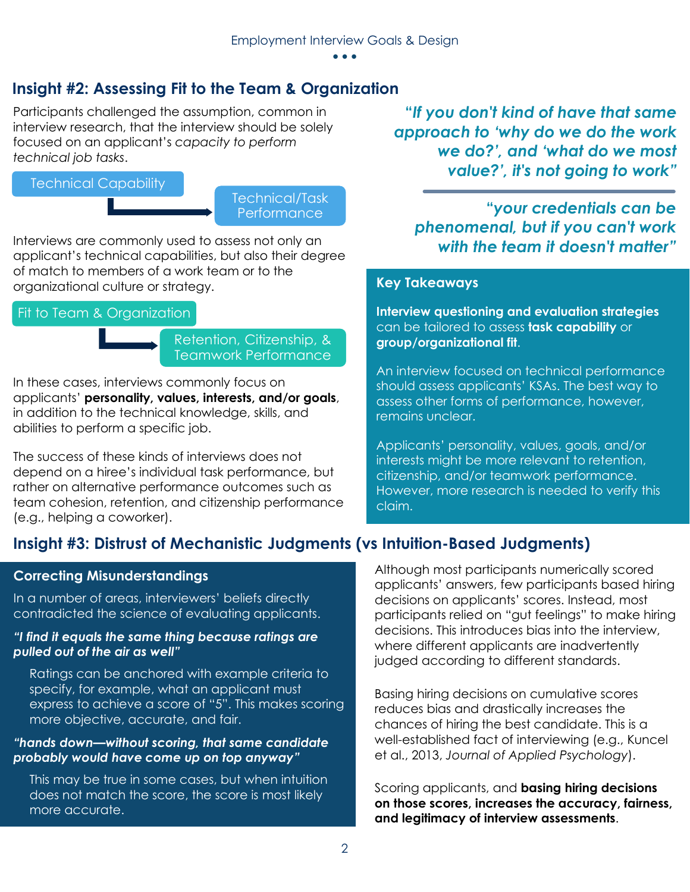## Insight #2: Assessing Fit to the Team & Organization

Participants challenged the assumption, common in interview research, that the interview should be solely focused on an applicant's *capacity to perform technical job tasks*.

Technical Capability → Technical/Task Performance

Interviews are commonly used to assess not only an applicant's technical capabilities, but also their degree of match to members of a work team or to the organizational culture or strategy.

Fit to Team & Organization → Retention, Citizenship, & Teamwork Performance

In these cases, interviews commonly focus on applicants' **personality, values, interests, and/or goals**, in addition to the technical knowledge, skills, and abilities to perform a specific job.

The success of these kinds of interviews does not depend on a hiree's individual task performance, but rather on alternative performance outcomes such as team cohesion, retention, and citizenship performance (e.g., helping a coworker).

***"If you don't kind of have that same approach to 'why do we do the work we do?', and 'what do we most value?', it's not going to work"***

***"your credentials can be phenomenal, but if you can't work with the team it doesn't matter"***

### Key Takeaways

**Interview questioning and evaluation strategies** can be tailored to assess **task capability** or **group/organizational fit**.

An interview focused on technical performance should assess applicants' KSAs. The best way to assess other forms of performance, however, remains unclear.

Applicants' personality, values, goals, and/or interests might be more relevant to retention, citizenship, and/or teamwork performance. However, more research is needed to verify this claim.

## Insight #3: Distrust of Mechanistic Judgments (vs Intuition-Based Judgments)

### Correcting Misunderstandings

In a number of areas, interviewers' beliefs directly contradicted the science of evaluating applicants.

***"I find it equals the same thing because ratings are pulled out of the air as well"***

Ratings can be anchored with example criteria to specify, for example, what an applicant must express to achieve a score of "5". This makes scoring more objective, accurate, and fair.

***"hands down—without scoring, that same candidate probably would have come up on top anyway"***

This may be true in some cases, but when intuition does not match the score, the score is most likely more accurate.

Although most participants numerically scored applicants' answers, few participants based hiring decisions on applicants' scores. Instead, most participants relied on "gut feelings" to make hiring decisions. This introduces bias into the interview, where different applicants are inadvertently judged according to different standards.

Basing hiring decisions on cumulative scores reduces bias and drastically increases the chances of hiring the best candidate. This is a well-established fact of interviewing (e.g., Kuncel et al., 2013, *Journal of Applied Psychology*).

Scoring applicants, and **basing hiring decisions on those scores, increases the accuracy, fairness, and legitimacy of interview assessments**.